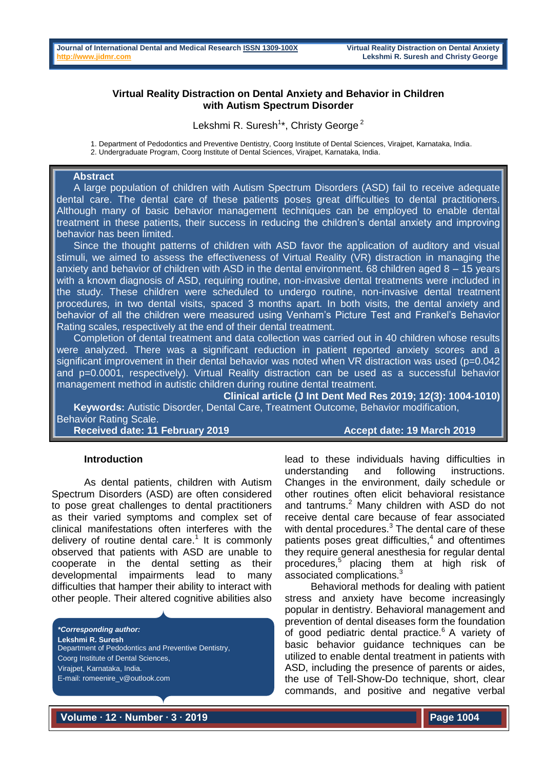# Virtual Reality Distraction on Dental Anxiety and Behavior in Children with Autism Spectrum Disorder

Lekshmi R. Suresh[1]*, Christy George[2]

1. Department of Pedodontics and Preventive Dentistry, Coorg Institute of Dental Sciences, Virajpet, Karnataka, India.
2. Undergraduate Program, Coorg Institute of Dental Sciences, Virajpet, Karnataka, India.

## Abstract

A large population of children with Autism Spectrum Disorders (ASD) fail to receive adequate dental care. The dental care of these patients poses great difficulties to dental practitioners. Although many of basic behavior management techniques can be employed to enable dental treatment in these patients, their success in reducing the children's dental anxiety and improving behavior has been limited.

Since the thought patterns of children with ASD favor the application of auditory and visual stimuli, we aimed to assess the effectiveness of Virtual Reality (VR) distraction in managing the anxiety and behavior of children with ASD in the dental environment. 68 children aged 8 – 15 years with a known diagnosis of ASD, requiring routine, non-invasive dental treatments were included in the study. These children were scheduled to undergo routine, non-invasive dental treatment procedures, in two dental visits, spaced 3 months apart. In both visits, the dental anxiety and behavior of all the children were measured using Venham's Picture Test and Frankel's Behavior Rating scales, respectively at the end of their dental treatment.

Completion of dental treatment and data collection was carried out in 40 children whose results were analyzed. There was a significant reduction in patient reported anxiety scores and a significant improvement in their dental behavior was noted when VR distraction was used ($p=0.042$ and $p=0.0001$, respectively). Virtual Reality distraction can be used as a successful behavior management method in autistic children during routine dental treatment.

**Clinical article (J Int Dent Med Res 2019; 12(3): 1004-1010)**

**Keywords:** Autistic Disorder, Dental Care, Treatment Outcome, Behavior modification, Behavior Rating Scale.

**Received date: 11 February 2019** **Accept date: 19 March 2019**

## Introduction

As dental patients, children with Autism Spectrum Disorders (ASD) are often considered to pose great challenges to dental practitioners as their varied symptoms and complex set of clinical manifestations often interferes with the delivery of routine dental care.[1] It is commonly observed that patients with ASD are unable to cooperate in the dental setting as their developmental impairments lead to many difficulties that hamper their ability to interact with other people. Their altered cognitive abilities also lead to these individuals having difficulties in understanding and following instructions. Changes in the environment, daily schedule or other routines often elicit behavioral resistance and tantrums.[2] Many children with ASD do not receive dental care because of fear associated with dental procedures.[3] The dental care of these patients poses great difficulties,[4] and oftentimes they require general anesthesia for regular dental procedures,[5] placing them at high risk of associated complications.[3]

Behavioral methods for dealing with patient stress and anxiety have become increasingly popular in dentistry. Behavioral management and prevention of dental diseases form the foundation of good pediatric dental practice.[6] A variety of basic behavior guidance techniques can be utilized to enable dental treatment in patients with ASD, including the presence of parents or aides, the use of Tell-Show-Do technique, short, clear commands, and positive and negative verbal

***Corresponding author:***
**Lekshmi R. Suresh**
Department of Pedodontics and Preventive Dentistry,
Coorg Institute of Dental Sciences,
Virajpet, Karnataka, India.
E-mail: romeenire_v@outlook.com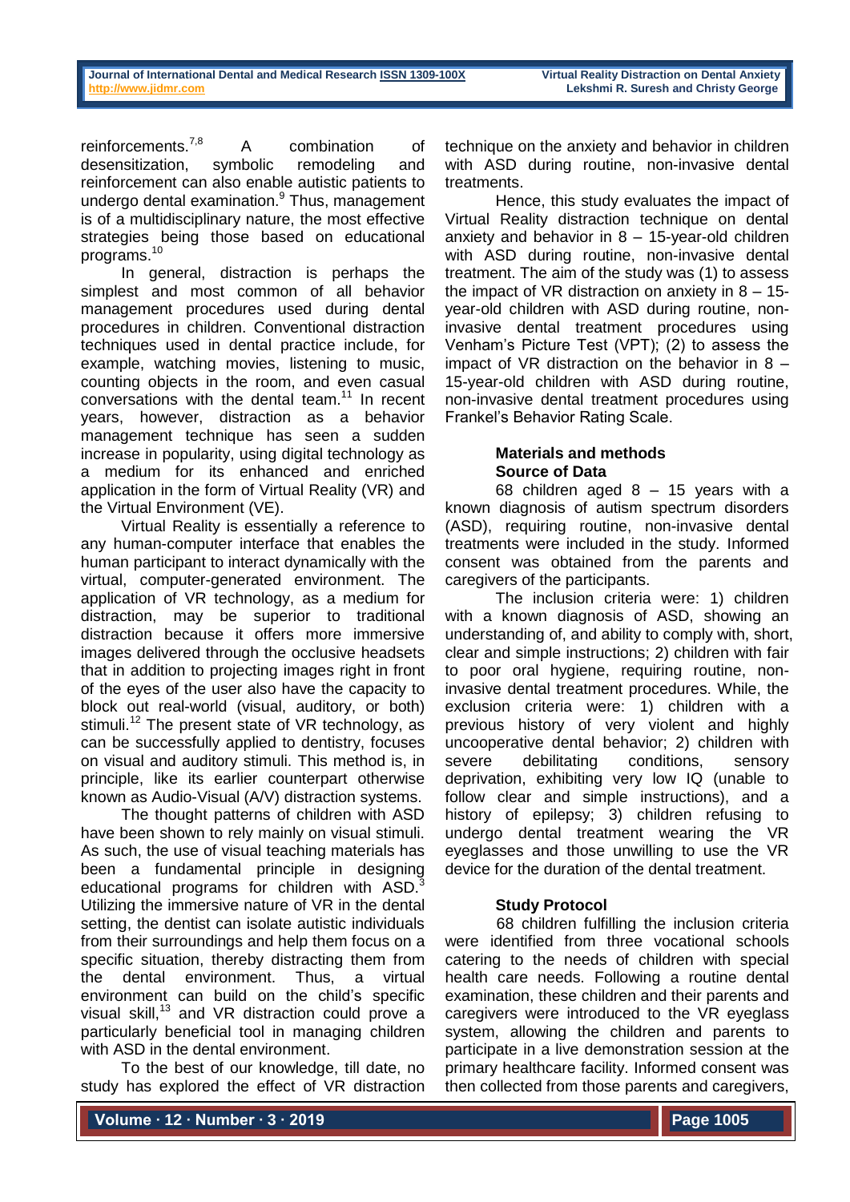reinforcements.[7,8] A combination of desensitization, symbolic remodeling and reinforcement can also enable autistic patients to undergo dental examination.[9] Thus, management is of a multidisciplinary nature, the most effective strategies being those based on educational programs.[10]

In general, distraction is perhaps the simplest and most common of all behavior management procedures used during dental procedures in children. Conventional distraction techniques used in dental practice include, for example, watching movies, listening to music, counting objects in the room, and even casual conversations with the dental team.[11] In recent years, however, distraction as a behavior management technique has seen a sudden increase in popularity, using digital technology as a medium for its enhanced and enriched application in the form of Virtual Reality (VR) and the Virtual Environment (VE).

Virtual Reality is essentially a reference to any human-computer interface that enables the human participant to interact dynamically with the virtual, computer-generated environment. The application of VR technology, as a medium for distraction, may be superior to traditional distraction because it offers more immersive images delivered through the occlusive headsets that in addition to projecting images right in front of the eyes of the user also have the capacity to block out real-world (visual, auditory, or both) stimuli.[12] The present state of VR technology, as can be successfully applied to dentistry, focuses on visual and auditory stimuli. This method is, in principle, like its earlier counterpart otherwise known as Audio-Visual (A/V) distraction systems.

The thought patterns of children with ASD have been shown to rely mainly on visual stimuli. As such, the use of visual teaching materials has been a fundamental principle in designing educational programs for children with ASD.[3] Utilizing the immersive nature of VR in the dental setting, the dentist can isolate autistic individuals from their surroundings and help them focus on a specific situation, thereby distracting them from the dental environment. Thus, a virtual environment can build on the child's specific visual skill,[13] and VR distraction could prove a particularly beneficial tool in managing children with ASD in the dental environment.

To the best of our knowledge, till date, no study has explored the effect of VR distraction technique on the anxiety and behavior in children with ASD during routine, non-invasive dental treatments.

Hence, this study evaluates the impact of Virtual Reality distraction technique on dental anxiety and behavior in 8 – 15-year-old children with ASD during routine, non-invasive dental treatment. The aim of the study was (1) to assess the impact of VR distraction on anxiety in 8 – 15-year-old children with ASD during routine, non-invasive dental treatment procedures using Venham's Picture Test (VPT); (2) to assess the impact of VR distraction on the behavior in 8 – 15-year-old children with ASD during routine, non-invasive dental treatment procedures using Frankel's Behavior Rating Scale.

## Materials and methods

### Source of Data

68 children aged 8 – 15 years with a known diagnosis of autism spectrum disorders (ASD), requiring routine, non-invasive dental treatments were included in the study. Informed consent was obtained from the parents and caregivers of the participants.

The inclusion criteria were: 1) children with a known diagnosis of ASD, showing an understanding of, and ability to comply with, short, clear and simple instructions; 2) children with fair to poor oral hygiene, requiring routine, non-invasive dental treatment procedures. While, the exclusion criteria were: 1) children with a previous history of very violent and highly uncooperative dental behavior; 2) children with severe debilitating conditions, sensory deprivation, exhibiting very low IQ (unable to follow clear and simple instructions), and a history of epilepsy; 3) children refusing to undergo dental treatment wearing the VR eyeglasses and those unwilling to use the VR device for the duration of the dental treatment.

### Study Protocol

68 children fulfilling the inclusion criteria were identified from three vocational schools catering to the needs of children with special health care needs. Following a routine dental examination, these children and their parents and caregivers were introduced to the VR eyeglass system, allowing the children and parents to participate in a live demonstration session at the primary healthcare facility. Informed consent was then collected from those parents and caregivers,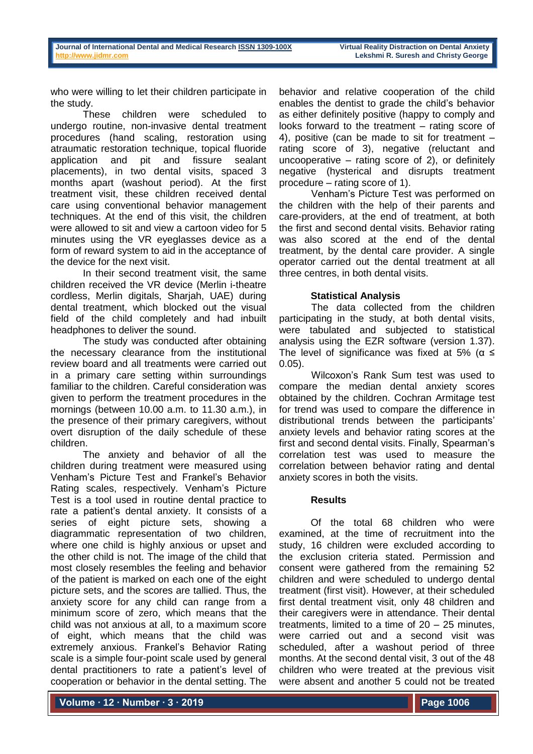who were willing to let their children participate in the study.

These children were scheduled to undergo routine, non-invasive dental treatment procedures (hand scaling, restoration using atraumatic restoration technique, topical fluoride application and pit and fissure sealant placements), in two dental visits, spaced 3 months apart (washout period). At the first treatment visit, these children received dental care using conventional behavior management techniques. At the end of this visit, the children were allowed to sit and view a cartoon video for 5 minutes using the VR eyeglasses device as a form of reward system to aid in the acceptance of the device for the next visit.

In their second treatment visit, the same children received the VR device (Merlin i-theatre cordless, Merlin digitals, Sharjah, UAE) during dental treatment, which blocked out the visual field of the child completely and had inbuilt headphones to deliver the sound.

The study was conducted after obtaining the necessary clearance from the institutional review board and all treatments were carried out in a primary care setting within surroundings familiar to the children. Careful consideration was given to perform the treatment procedures in the mornings (between 10.00 a.m. to 11.30 a.m.), in the presence of their primary caregivers, without overt disruption of the daily schedule of these children.

The anxiety and behavior of all the children during treatment were measured using Venham's Picture Test and Frankel's Behavior Rating scales, respectively. Venham's Picture Test is a tool used in routine dental practice to rate a patient's dental anxiety. It consists of a series of eight picture sets, showing a diagrammatic representation of two children, where one child is highly anxious or upset and the other child is not. The image of the child that most closely resembles the feeling and behavior of the patient is marked on each one of the eight picture sets, and the scores are tallied. Thus, the anxiety score for any child can range from a minimum score of zero, which means that the child was not anxious at all, to a maximum score of eight, which means that the child was extremely anxious. Frankel's Behavior Rating scale is a simple four-point scale used by general dental practitioners to rate a patient's level of cooperation or behavior in the dental setting. The behavior and relative cooperation of the child enables the dentist to grade the child's behavior as either definitely positive (happy to comply and looks forward to the treatment – rating score of 4), positive (can be made to sit for treatment – rating score of 3), negative (reluctant and uncooperative – rating score of 2), or definitely negative (hysterical and disrupts treatment procedure – rating score of 1).

Venham's Picture Test was performed on the children with the help of their parents and care-providers, at the end of treatment, at both the first and second dental visits. Behavior rating was also scored at the end of the dental treatment, by the dental care provider. A single operator carried out the dental treatment at all three centres, in both dental visits.

### Statistical Analysis

The data collected from the children participating in the study, at both dental visits, were tabulated and subjected to statistical analysis using the EZR software (version 1.37). The level of significance was fixed at 5% ($\alpha \leq 0.05$).

Wilcoxon's Rank Sum test was used to compare the median dental anxiety scores obtained by the children. Cochran Armitage test for trend was used to compare the difference in distributional trends between the participants' anxiety levels and behavior rating scores at the first and second dental visits. Finally, Spearman's correlation test was used to measure the correlation between behavior rating and dental anxiety scores in both the visits.

## Results

Of the total 68 children who were examined, at the time of recruitment into the study, 16 children were excluded according to the exclusion criteria stated. Permission and consent were gathered from the remaining 52 children and were scheduled to undergo dental treatment (first visit). However, at their scheduled first dental treatment visit, only 48 children and their caregivers were in attendance. Their dental treatments, limited to a time of 20 – 25 minutes, were carried out and a second visit was scheduled, after a washout period of three months. At the second dental visit, 3 out of the 48 children who were treated at the previous visit were absent and another 5 could not be treated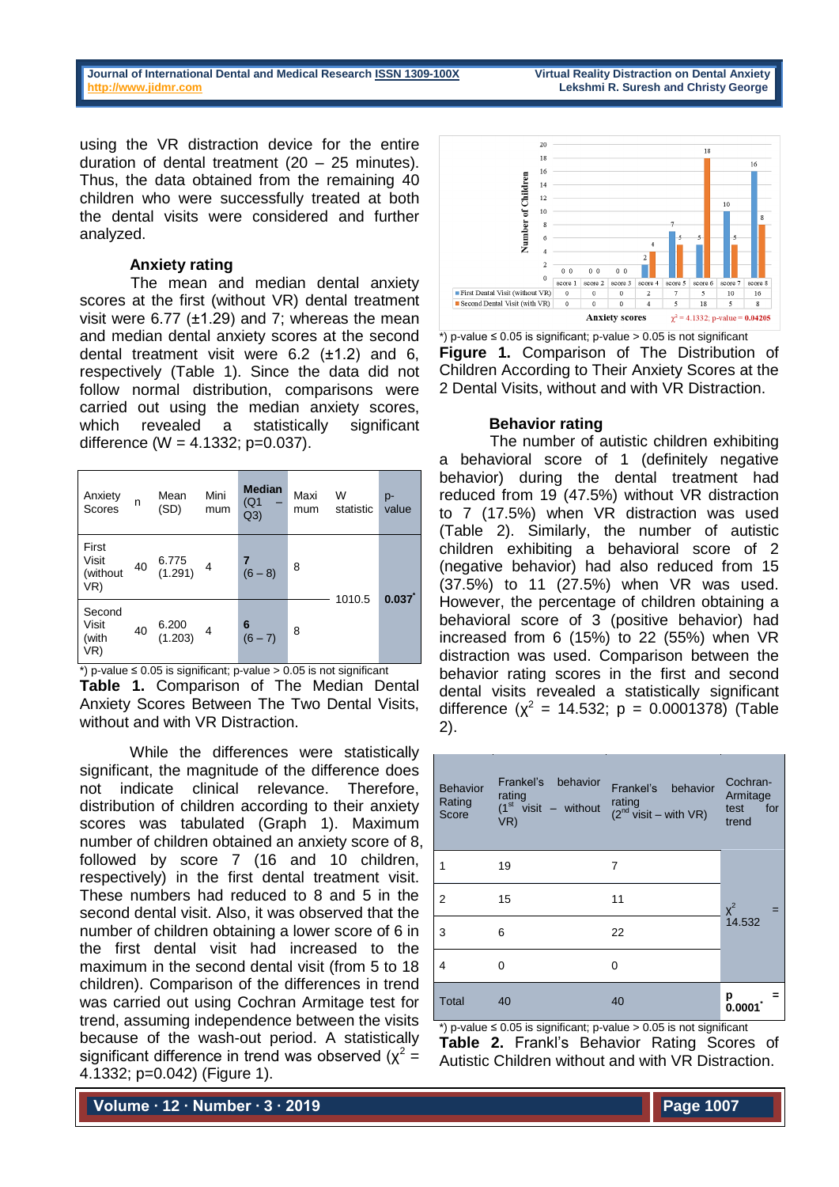using the VR distraction device for the entire duration of dental treatment (20 – 25 minutes). Thus, the data obtained from the remaining 40 children who were successfully treated at both the dental visits were considered and further analyzed.

### Anxiety rating

The mean and median dental anxiety scores at the first (without VR) dental treatment visit were 6.77 (±1.29) and 7; whereas the mean and median dental anxiety scores at the second dental treatment visit were 6.2 (±1.2) and 6, respectively (Table 1). Since the data did not follow normal distribution, comparisons were carried out using the median anxiety scores, which revealed a statistically significant difference (W = 4.1332; p=0.037).

| Anxiety Scores | n | Mean (SD) | Minimum | Median (Q1 – Q3) | Maximum | W statistic | p-value |
|---|---|---|---|---|---|---|---|
| First Visit (without VR) | 40 | 6.775 (1.291) | 4 | **7** (6 – 8) | 8 | 1010.5 | **0.037*** |
| Second Visit (with VR) | 40 | 6.200 (1.203) | 4 | **6** (6 – 7) | 8 | | |

*) p-value ≤ 0.05 is significant; p-value > 0.05 is not significant

**Table 1.** Comparison of The Median Dental Anxiety Scores Between The Two Dental Visits, without and with VR Distraction.

While the differences were statistically significant, the magnitude of the difference does not indicate clinical relevance. Therefore, distribution of children according to their anxiety scores was tabulated (Graph 1). Maximum number of children obtained an anxiety score of 8, followed by score 7 (16 and 10 children, respectively) in the first dental treatment visit. These numbers had reduced to 8 and 5 in the second dental visit. Also, it was observed that the number of children obtaining a lower score of 6 in the first dental visit had increased to the maximum in the second dental visit (from 5 to 18 children). Comparison of the differences in trend was carried out using Cochran Armitage test for trend, assuming independence between the visits because of the wash-out period. A statistically significant difference in trend was observed ($\chi^2$ = 4.1332; p=0.042) (Figure 1).

| Anxiety scores | score 1 | score 2 | score 3 | score 4 | score 5 | score 6 | score 7 | score 8 |
|---|---|---|---|---|---|---|---|---|
| First Dental Visit (without VR) | 0 | 0 | 0 | 2 | 7 | 5 | 10 | 16 |
| Second Dental Visit (with VR) | 0 | 0 | 0 | 4 | 5 | 18 | 5 | 8 |

$\chi^2$ = 4.1332; p-value = **0.04205**

*) p-value ≤ 0.05 is significant; p-value > 0.05 is not significant

**Figure 1.** Comparison of The Distribution of Children According to Their Anxiety Scores at the 2 Dental Visits, without and with VR Distraction.

### Behavior rating

The number of autistic children exhibiting a behavioral score of 1 (definitely negative behavior) during the dental treatment had reduced from 19 (47.5%) without VR distraction to 7 (17.5%) when VR distraction was used (Table 2). Similarly, the number of autistic children exhibiting a behavioral score of 2 (negative behavior) had also reduced from 15 (37.5%) to 11 (27.5%) when VR was used. However, the percentage of children obtaining a behavioral score of 3 (positive behavior) had increased from 6 (15%) to 22 (55%) when VR distraction was used. Comparison between the behavior rating scores in the first and second dental visits revealed a statistically significant difference ($\chi^2$ = 14.532; p = 0.0001378) (Table 2).

| Behavior Rating Score | Frankel's behavior rating (1st visit – without VR) | Frankel's behavior rating (2nd visit – with VR) | Cochran-Armitage test for trend |
|---|---|---|---|
| 1 | 19 | 7 | $\chi^2$ = 14.532 |
| 2 | 15 | 11 | |
| 3 | 6 | 22 | |
| 4 | 0 | 0 | |
| Total | 40 | 40 | **p = 0.0001*** |

*) p-value ≤ 0.05 is significant; p-value > 0.05 is not significant

**Table 2.** Frankl's Behavior Rating Scores of Autistic Children without and with VR Distraction.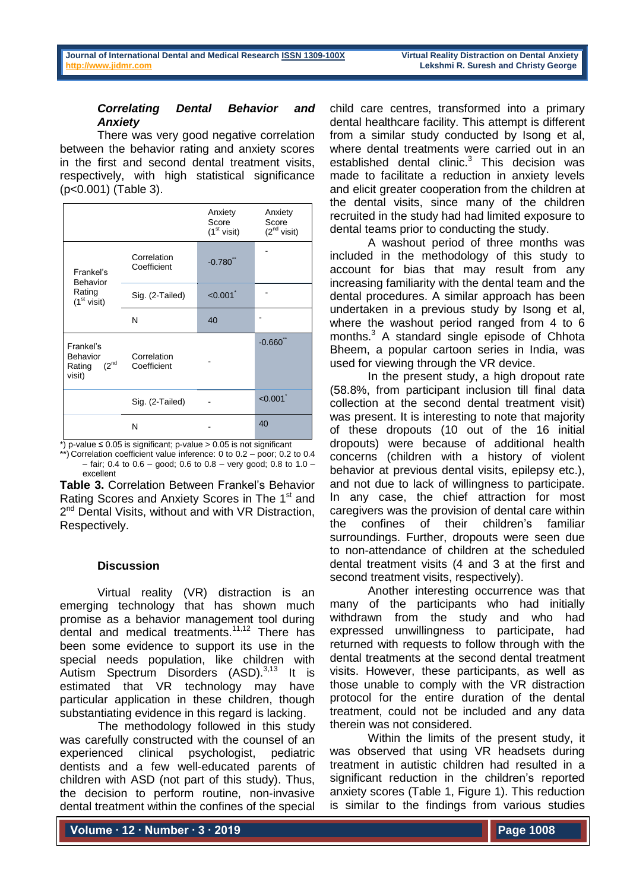### *Correlating Dental Behavior and Anxiety*

There was very good negative correlation between the behavior rating and anxiety scores in the first and second dental treatment visits, respectively, with high statistical significance (p<0.001) (Table 3).

| | | Anxiety Score (1st visit) | Anxiety Score (2nd visit) |
|---|---|---|---|
| Frankel's Behavior Rating (1st visit) | Correlation Coefficient | -0.780** | - |
| | Sig. (2-Tailed) | <0.001* | - |
| | N | 40 | - |
| Frankel's Behavior Rating (2nd visit) | Correlation Coefficient | - | -0.660** |
| | Sig. (2-Tailed) | - | <0.001* |
| | N | - | 40 |

*) p-value ≤ 0.05 is significant; p-value > 0.05 is not significant
**) Correlation coefficient value inference: 0 to 0.2 – poor; 0.2 to 0.4 – fair; 0.4 to 0.6 – good; 0.6 to 0.8 – very good; 0.8 to 1.0 – excellent

**Table 3.** Correlation Between Frankel's Behavior Rating Scores and Anxiety Scores in The 1st and 2nd Dental Visits, without and with VR Distraction, Respectively.

## Discussion

Virtual reality (VR) distraction is an emerging technology that has shown much promise as a behavior management tool during dental and medical treatments.[11,12] There has been some evidence to support its use in the special needs population, like children with Autism Spectrum Disorders (ASD).[3,13] It is estimated that VR technology may have particular application in these children, though substantiating evidence in this regard is lacking.

The methodology followed in this study was carefully constructed with the counsel of an experienced clinical psychologist, pediatric dentists and a few well-educated parents of children with ASD (not part of this study). Thus, the decision to perform routine, non-invasive dental treatment within the confines of the special child care centres, transformed into a primary dental healthcare facility. This attempt is different from a similar study conducted by Isong et al, where dental treatments were carried out in an established dental clinic.[3] This decision was made to facilitate a reduction in anxiety levels and elicit greater cooperation from the children at the dental visits, since many of the children recruited in the study had had limited exposure to dental teams prior to conducting the study.

A washout period of three months was included in the methodology of this study to account for bias that may result from any increasing familiarity with the dental team and the dental procedures. A similar approach has been undertaken in a previous study by Isong et al, where the washout period ranged from 4 to 6 months.[3] A standard single episode of Chhota Bheem, a popular cartoon series in India, was used for viewing through the VR device.

In the present study, a high dropout rate (58.8%, from participant inclusion till final data collection at the second dental treatment visit) was present. It is interesting to note that majority of these dropouts (10 out of the 16 initial dropouts) were because of additional health concerns (children with a history of violent behavior at previous dental visits, epilepsy etc.), and not due to lack of willingness to participate. In any case, the chief attraction for most caregivers was the provision of dental care within the confines of their children's familiar surroundings. Further, dropouts were seen due to non-attendance of children at the scheduled dental treatment visits (4 and 3 at the first and second treatment visits, respectively).

Another interesting occurrence was that many of the participants who had initially withdrawn from the study and who had expressed unwillingness to participate, had returned with requests to follow through with the dental treatments at the second dental treatment visits. However, these participants, as well as those unable to comply with the VR distraction protocol for the entire duration of the dental treatment, could not be included and any data therein was not considered.

Within the limits of the present study, it was observed that using VR headsets during treatment in autistic children had resulted in a significant reduction in the children's reported anxiety scores (Table 1, Figure 1). This reduction is similar to the findings from various studies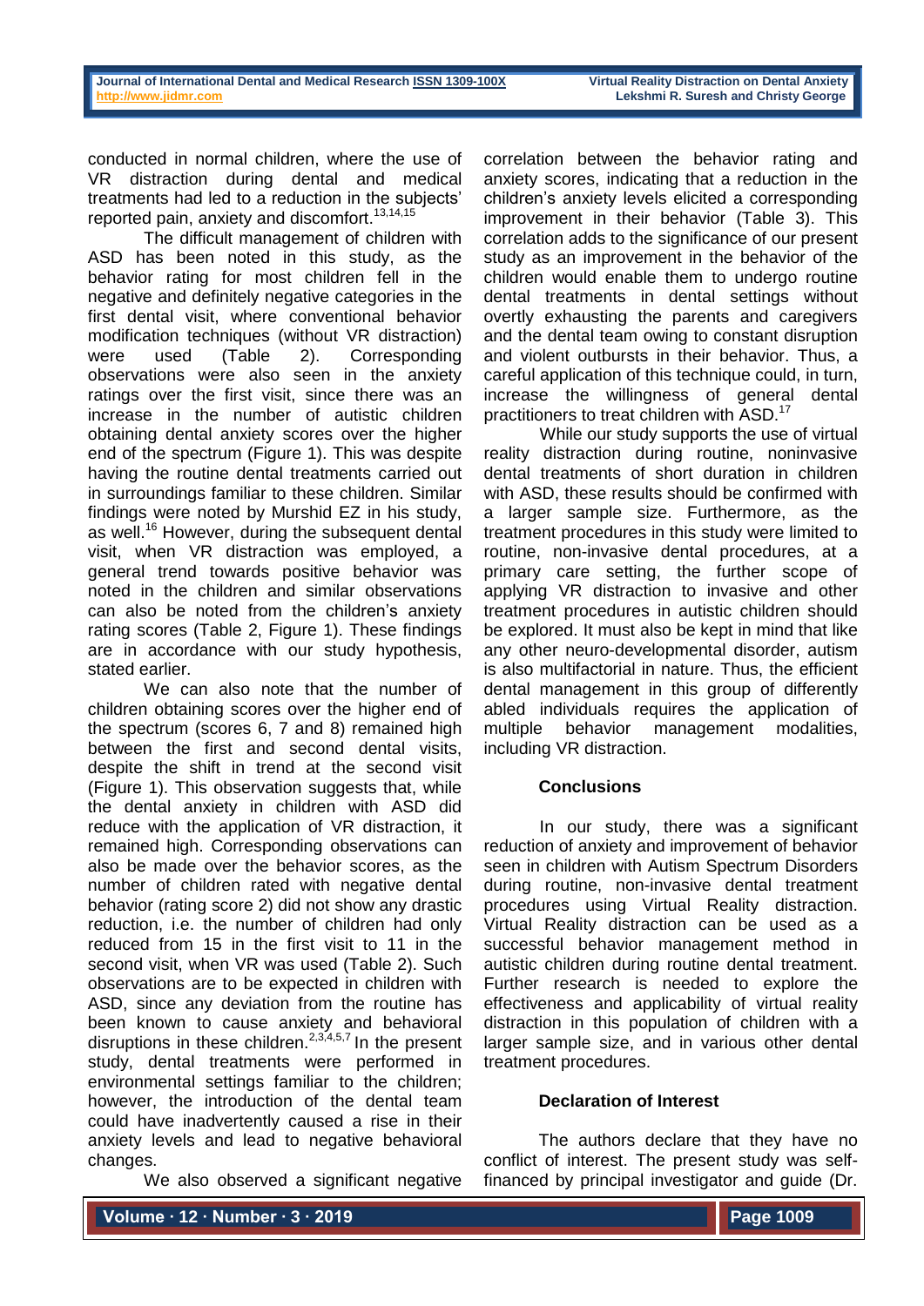conducted in normal children, where the use of VR distraction during dental and medical treatments had led to a reduction in the subjects' reported pain, anxiety and discomfort.[13,14,15]

The difficult management of children with ASD has been noted in this study, as the behavior rating for most children fell in the negative and definitely negative categories in the first dental visit, where conventional behavior modification techniques (without VR distraction) were used (Table 2). Corresponding observations were also seen in the anxiety ratings over the first visit, since there was an increase in the number of autistic children obtaining dental anxiety scores over the higher end of the spectrum (Figure 1). This was despite having the routine dental treatments carried out in surroundings familiar to the children. Similar findings were noted by Murshid EZ in his study, as well.[16] However, during the subsequent dental visit, when VR distraction was employed, a general trend towards positive behavior was noted in the children and similar observations can also be noted from the children's anxiety rating scores (Table 2, Figure 1). These findings are in accordance with our study hypothesis, stated earlier.

We can also note that the number of children obtaining scores over the higher end of the spectrum (scores 6, 7 and 8) remained high between the first and second dental visits, despite the shift in trend at the second visit (Figure 1). This observation suggests that, while the dental anxiety in children with ASD did reduce with the application of VR distraction, it remained high. Corresponding observations can also be made over the behavior scores, as the number of children rated with negative dental behavior (rating score 2) did not show any drastic reduction, i.e. the number of children had only reduced from 15 in the first visit to 11 in the second visit, when VR was used (Table 2). Such observations are to be expected in children with ASD, since any deviation from the routine has been known to cause anxiety and behavioral disruptions in these children.[2,3,4,5,7] In the present study, dental treatments were performed in environmental settings familiar to the children; however, the introduction of the dental team could have inadvertently caused a rise in their anxiety levels and lead to negative behavioral changes.

We also observed a significant negative correlation between the behavior rating and anxiety scores, indicating that a reduction in the children's anxiety levels elicited a corresponding improvement in their behavior (Table 3). This correlation adds to the significance of our present study as an improvement in the behavior of the children would enable them to undergo routine dental treatments in dental settings without overtly exhausting the parents and caregivers and the dental team owing to constant disruption and violent outbursts in their behavior. Thus, a careful application of this technique could, in turn, increase the willingness of general dental practitioners to treat children with ASD.[17]

While our study supports the use of virtual reality distraction during routine, noninvasive dental treatments of short duration in children with ASD, these results should be confirmed with a larger sample size. Furthermore, as the treatment procedures in this study were limited to routine, non-invasive dental procedures, at a primary care setting, the further scope of applying VR distraction to invasive and other treatment procedures in autistic children should be explored. It must also be kept in mind that like any other neuro-developmental disorder, autism is also multifactorial in nature. Thus, the efficient dental management in this group of differently abled individuals requires the application of multiple behavior management modalities, including VR distraction.

## Conclusions

In our study, there was a significant reduction of anxiety and improvement of behavior seen in children with Autism Spectrum Disorders during routine, non-invasive dental treatment procedures using Virtual Reality distraction. Virtual Reality distraction can be used as a successful behavior management method in autistic children during routine dental treatment. Further research is needed to explore the effectiveness and applicability of virtual reality distraction in this population of children with a larger sample size, and in various other dental treatment procedures.

## Declaration of Interest

The authors declare that they have no conflict of interest. The present study was self-financed by principal investigator and guide (Dr.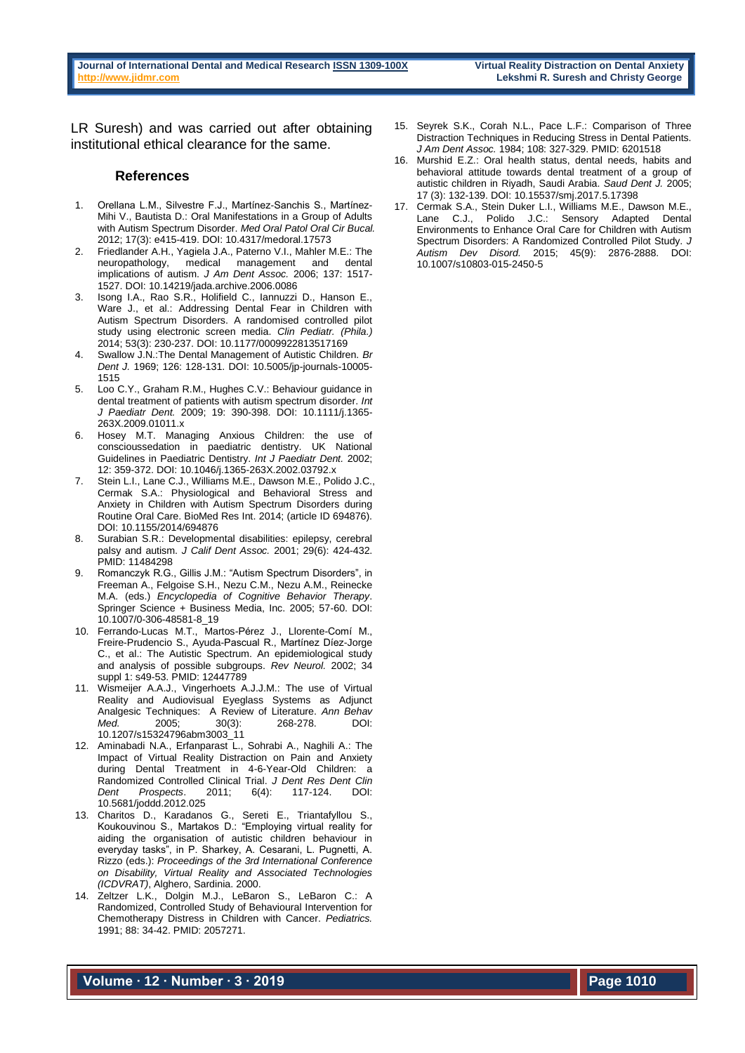LR Suresh) and was carried out after obtaining institutional ethical clearance for the same.

## References

1. Orellana L.M., Silvestre F.J., Martínez-Sanchis S., Martínez-Mihi V., Bautista D.: Oral Manifestations in a Group of Adults with Autism Spectrum Disorder. *Med Oral Patol Oral Cir Bucal.* 2012; 17(3): e415-419. DOI: 10.4317/medoral.17573
2. Friedlander A.H., Yagiela J.A., Paterno V.I., Mahler M.E.: The neuropathology, medical management and dental implications of autism. *J Am Dent Assoc.* 2006; 137: 1517-1527. DOI: 10.14219/jada.archive.2006.0086
3. Isong I.A., Rao S.R., Holifield C., Iannuzzi D., Hanson E., Ware J., et al.: Addressing Dental Fear in Children with Autism Spectrum Disorders. A randomised controlled pilot study using electronic screen media. *Clin Pediatr. (Phila.)* 2014; 53(3): 230-237. DOI: 10.1177/0009922813517169
4. Swallow J.N.:The Dental Management of Autistic Children. *Br Dent J.* 1969; 126: 128-131. DOI: 10.5005/jp-journals-10005-1515
5. Loo C.Y., Graham R.M., Hughes C.V.: Behaviour guidance in dental treatment of patients with autism spectrum disorder. *Int J Paediatr Dent.* 2009; 19: 390-398. DOI: 10.1111/j.1365-263X.2009.01011.x
6. Hosey M.T. Managing Anxious Children: the use of conscioussedation in paediatric dentistry. UK National Guidelines in Paediatric Dentistry. *Int J Paediatr Dent.* 2002; 12: 359-372. DOI: 10.1046/j.1365-263X.2002.03792.x
7. Stein L.I., Lane C.J., Williams M.E., Dawson M.E., Polido J.C., Cermak S.A.: Physiological and Behavioral Stress and Anxiety in Children with Autism Spectrum Disorders during Routine Oral Care. BioMed Res Int. 2014; (article ID 694876). DOI: 10.1155/2014/694876
8. Surabian S.R.: Developmental disabilities: epilepsy, cerebral palsy and autism. *J Calif Dent Assoc.* 2001; 29(6): 424-432. PMID: 11484298
9. Romanczyk R.G., Gillis J.M.: "Autism Spectrum Disorders", in Freeman A., Felgoise S.H., Nezu C.M., Nezu A.M., Reinecke M.A. (eds.) *Encyclopedia of Cognitive Behavior Therapy*. Springer Science + Business Media, Inc. 2005; 57-60. DOI: 10.1007/0-306-48581-8_19
10. Ferrando-Lucas M.T., Martos-Pérez J., Llorente-Comí M., Freire-Prudencio S., Ayuda-Pascual R., Martínez Díez-Jorge C., et al.: The Autistic Spectrum. An epidemiological study and analysis of possible subgroups. *Rev Neurol.* 2002; 34 suppl 1: s49-53. PMID: 12447789
11. Wismeijer A.A.J., Vingerhoets A.J.J.M.: The use of Virtual Reality and Audiovisual Eyeglass Systems as Adjunct Analgesic Techniques: A Review of Literature. *Ann Behav Med.* 2005; 30(3): 268-278. DOI: 10.1207/s15324796abm3003_11
12. Aminabadi N.A., Erfanparast L., Sohrabi A., Naghili A.: The Impact of Virtual Reality Distraction on Pain and Anxiety during Dental Treatment in 4-6-Year-Old Children: a Randomized Controlled Clinical Trial. *J Dent Res Dent Clin Dent Prospects*. 2011; 6(4): 117-124. DOI: 10.5681/joddd.2012.025
13. Charitos D., Karadanos G., Sereti E., Triantafyllou S., Koukouvinou S., Martakos D.: "Employing virtual reality for aiding the organisation of autistic children behaviour in everyday tasks", in P. Sharkey, A. Cesarani, L. Pugnetti, A. Rizzo (eds.): *Proceedings of the 3rd International Conference on Disability, Virtual Reality and Associated Technologies (ICDVRAT)*, Alghero, Sardinia. 2000.
14. Zeltzer L.K., Dolgin M.J., LeBaron S., LeBaron C.: A Randomized, Controlled Study of Behavioural Intervention for Chemotherapy Distress in Children with Cancer. *Pediatrics.* 1991; 88: 34-42. PMID: 2057271.
15. Seyrek S.K., Corah N.L., Pace L.F.: Comparison of Three Distraction Techniques in Reducing Stress in Dental Patients. *J Am Dent Assoc.* 1984; 108: 327-329. PMID: 6201518
16. Murshid E.Z.: Oral health status, dental needs, habits and behavioral attitude towards dental treatment of a group of autistic children in Riyadh, Saudi Arabia. *Saud Dent J.* 2005; 17 (3): 132-139. DOI: 10.15537/smj.2017.5.17398
17. Cermak S.A., Stein Duker L.I., Williams M.E., Dawson M.E., Lane C.J., Polido J.C.: Sensory Adapted Dental Environments to Enhance Oral Care for Children with Autism Spectrum Disorders: A Randomized Controlled Pilot Study. *J Autism Dev Disord.* 2015; 45(9): 2876-2888. DOI: 10.1007/s10803-015-2450-5